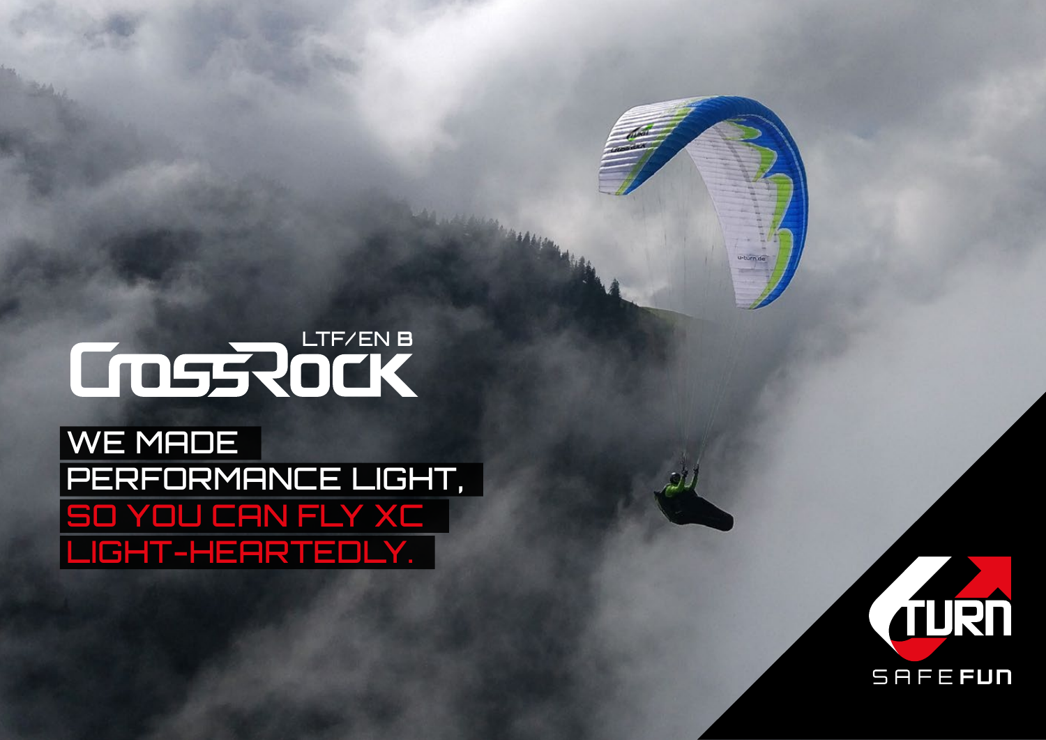# CrossRock

LTF/EN B

WE MADE
PERFORMANCE LIGHT,
SO YOU CAN FLY XC
LIGHT-HEARTEDLY.

U-TURN

SAFE FUN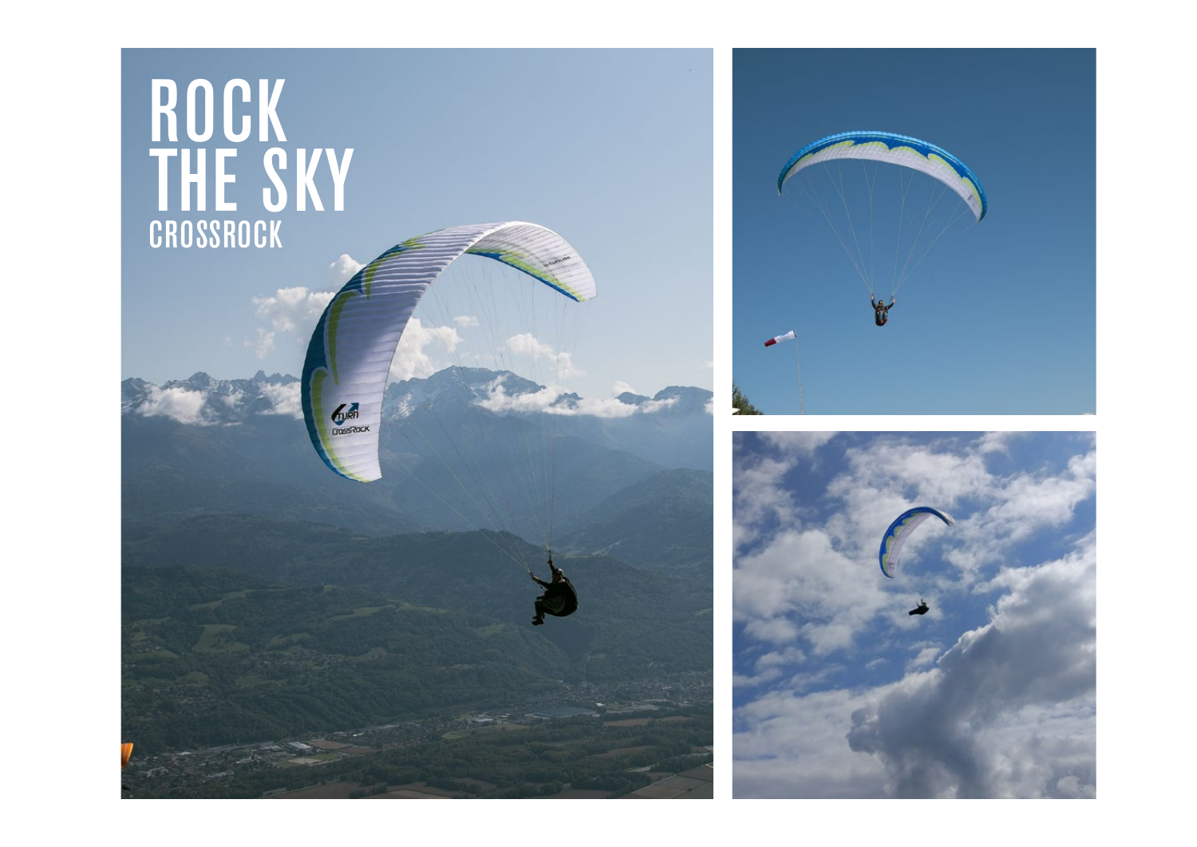# ROCK THE SKY

CROSSROCK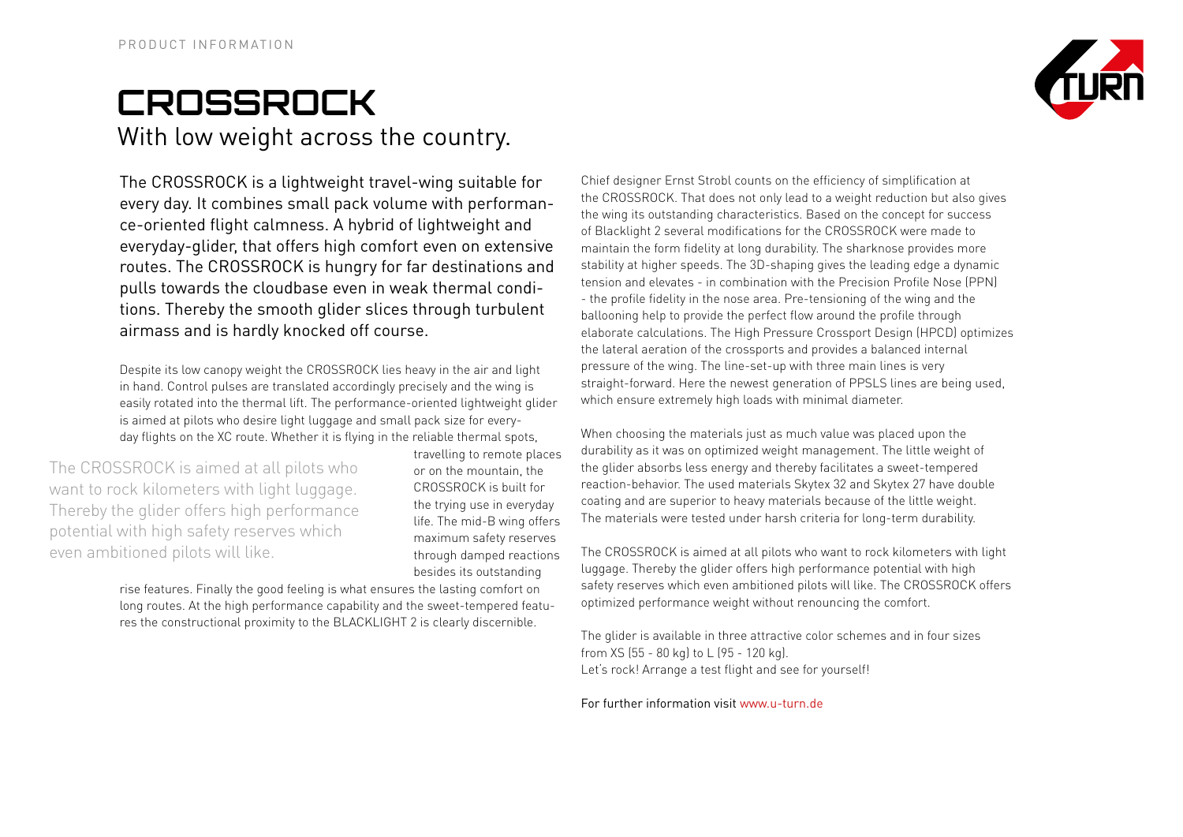PRODUCT INFORMATION

# CROSSROCK

## With low weight across the country.

The CROSSROCK is a lightweight travel-wing suitable for every day. It combines small pack volume with performance-oriented flight calmness. A hybrid of lightweight and everyday-glider, that offers high comfort even on extensive routes. The CROSSROCK is hungry for far destinations and pulls towards the cloudbase even in weak thermal conditions. Thereby the smooth glider slices through turbulent airmass and is hardly knocked off course.

Despite its low canopy weight the CROSSROCK lies heavy in the air and light in hand. Control pulses are translated accordingly precisely and the wing is easily rotated into the thermal lift. The performance-oriented lightweight glider is aimed at pilots who desire light luggage and small pack size for everyday flights on the XC route. Whether it is flying in the reliable thermal spots, travelling to remote places or on the mountain, the CROSSROCK is built for the trying use in everyday life. The mid-B wing offers maximum safety reserves through damped reactions besides its outstanding rise features. Finally the good feeling is what ensures the lasting comfort on long routes. At the high performance capability and the sweet-tempered features the constructional proximity to the BLACKLIGHT 2 is clearly discernible.

> The CROSSROCK is aimed at all pilots who want to rock kilometers with light luggage. Thereby the glider offers high performance potential with high safety reserves which even ambitioned pilots will like.

Chief designer Ernst Strobl counts on the efficiency of simplification at the CROSSROCK. That does not only lead to a weight reduction but also gives the wing its outstanding characteristics. Based on the concept for success of Blacklight 2 several modifications for the CROSSROCK were made to maintain the form fidelity at long durability. The sharknose provides more stability at higher speeds. The 3D-shaping gives the leading edge a dynamic tension and elevates - in combination with the Precision Profile Nose (PPN) - the profile fidelity in the nose area. Pre-tensioning of the wing and the ballooning help to provide the perfect flow around the profile through elaborate calculations. The High Pressure Crossport Design (HPCD) optimizes the lateral aeration of the crossports and provides a balanced internal pressure of the wing. The line-set-up with three main lines is very straight-forward. Here the newest generation of PPSLS lines are being used, which ensure extremely high loads with minimal diameter.

When choosing the materials just as much value was placed upon the durability as it was on optimized weight management. The little weight of the glider absorbs less energy and thereby facilitates a sweet-tempered reaction-behavior. The used materials Skytex 32 and Skytex 27 have double coating and are superior to heavy materials because of the little weight. The materials were tested under harsh criteria for long-term durability.

The CROSSROCK is aimed at all pilots who want to rock kilometers with light luggage. Thereby the glider offers high performance potential with high safety reserves which even ambitioned pilots will like. The CROSSROCK offers optimized performance weight without renouncing the comfort.

The glider is available in three attractive color schemes and in four sizes from XS (55 - 80 kg) to L (95 - 120 kg).
Let's rock! Arrange a test flight and see for yourself!

For further information visit www.u-turn.de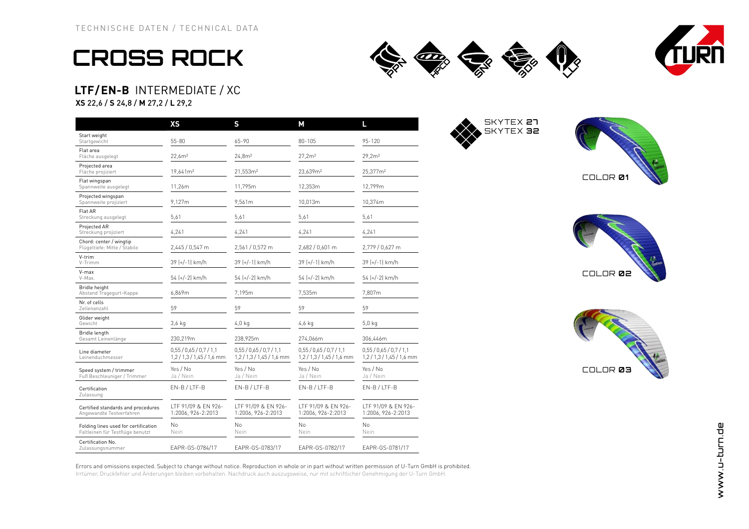TECHNISCHE DATEN / TECHNICAL DATA

# CROSS ROCK

## LTF/EN-B INTERMEDIATE / XC

**XS** 22,6 / **S** 24,8 / **M** 27,2 / **L** 29,2

| | XS | S | M | L |
|---|---|---|---|---|
| Start weight<br>Startgewicht | 55-80 | 65-90 | 80-105 | 95-120 |
| Flat area<br>Fläche ausgelegt | 22,6m² | 24,8m² | 27,2m² | 29,2m² |
| Projected area<br>Fläche projiziert | 19,641m² | 21,553m² | 23,639m² | 25,377m² |
| Flat wingspan<br>Spannweite ausgelegt | 11,26m | 11,795m | 12,353m | 12,799m |
| Projected wingspan<br>Spannweite projiziert | 9,127m | 9,561m | 10,013m | 10,374m |
| Flat AR<br>Streckung ausgelegt | 5,61 | 5,61 | 5,61 | 5,61 |
| Projected AR<br>Streckung projiziert | 4,241 | 4,241 | 4,241 | 4,241 |
| Chord: center / wingtip<br>Flügeltiefe: Mitte / Stabilo | 2,445 / 0,547 m | 2,561 / 0,572 m | 2,682 / 0,601 m | 2,779 / 0,627 m |
| V-trim<br>V-Trimm | 39 (+/-1) km/h | 39 (+/-1) km/h | 39 (+/-1) km/h | 39 (+/-1) km/h |
| V-max<br>V-Max. | 54 (+/-2) km/h | 54 (+/-2) km/h | 54 (+/-2) km/h | 54 (+/-2) km/h |
| Bridle height<br>Abstand Tragegurt-Kappe | 6,869m | 7,195m | 7,535m | 7,807m |
| Nr. of cells<br>Zellenanzahl | 59 | 59 | 59 | 59 |
| Glider weight<br>Gewicht | 3,6 kg | 4,0 kg | 4,6 kg | 5,0 kg |
| Bridle length<br>Gesamt Leinenlänge | 230,219m | 238,925m | 274,066m | 306,446m |
| Line diameter<br>Leinenduchmesser | 0,55 / 0,65 / 0,7 / 1,1<br>1,2 / 1,3 / 1,45 / 1,6 mm | 0,55 / 0,65 / 0,7 / 1,1<br>1,2 / 1,3 / 1,45 / 1,6 mm | 0,55 / 0,65 / 0,7 / 1,1<br>1,2 / 1,3 / 1,45 / 1,6 mm | 0,55 / 0,65 / 0,7 / 1,1<br>1,2 / 1,3 / 1,45 / 1,6 mm |
| Speed system / trimmer<br>Fuß Beschleuniger / Trimmer | Yes / No<br>Ja / Nein | Yes / No<br>Ja / Nein | Yes / No<br>Ja / Nein | Yes / No<br>Ja / Nein |
| Certification<br>Zulassung | EN-B / LTF-B | EN-B / LTF-B | EN-B / LTF-B | EN-B / LTF-B |
| Certified standards and procedures<br>Angewandte Testverfahren | LTF 91/09 & EN 926-1:2006, 926-2:2013 | LTF 91/09 & EN 926-1:2006, 926-2:2013 | LTF 91/09 & EN 926-1:2006, 926-2:2013 | LTF 91/09 & EN 926-1:2006, 926-2:2013 |
| Folding lines used for certification<br>Faltleinen für Testflüge benutzt | No<br>Nein | No<br>Nein | No<br>Nein | No<br>Nein |
| Certification No.<br>Zulassungsnummer | EAPR-GS-0784/17 | EAPR-GS-0783/17 | EAPR-GS-0782/17 | EAPR-GS-0781/17 |

SKYTEX 27
SKYTEX 32

COLOR 01

COLOR 02

COLOR 03

Errors and omissions expected. Subject to change without notice. Reproduction in whole or in part without written permission of U-Turn GmbH is prohibited.
Irrtümer, Druckfehler und Änderungen bleiben vorbehalten. Nachdruck auch auszugsweise, nur mit schriftlicher Genehmigung der U-Turn GmbH.

www.u-turn.de